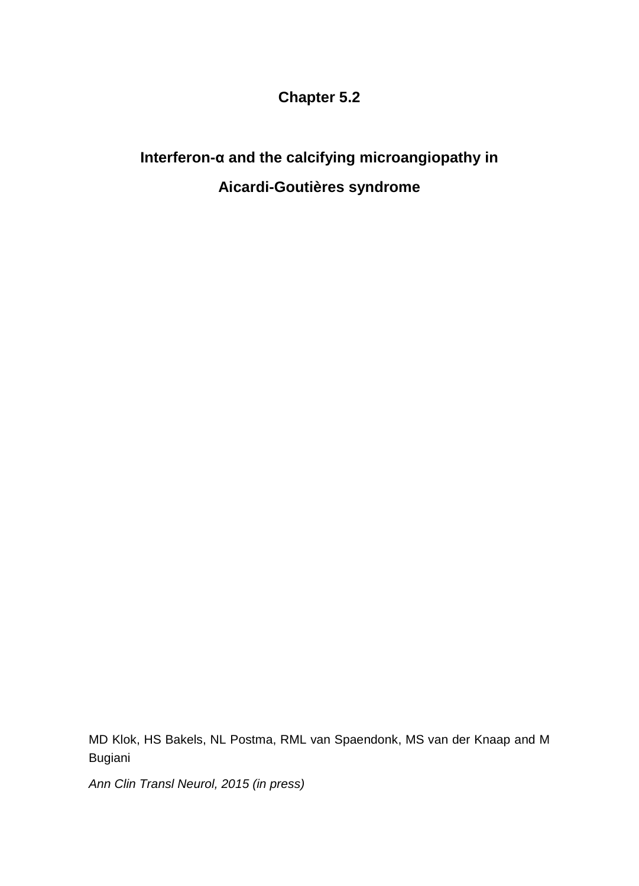# Chapter 5.2

## Interferon-α and the calcifying microangiopathy in Aicardi-Goutières syndrome

MD Klok, HS Bakels, NL Postma, RML van Spaendonk, MS van der Knaap and M Bugiani

*Ann Clin Transl Neurol, 2015 (in press)*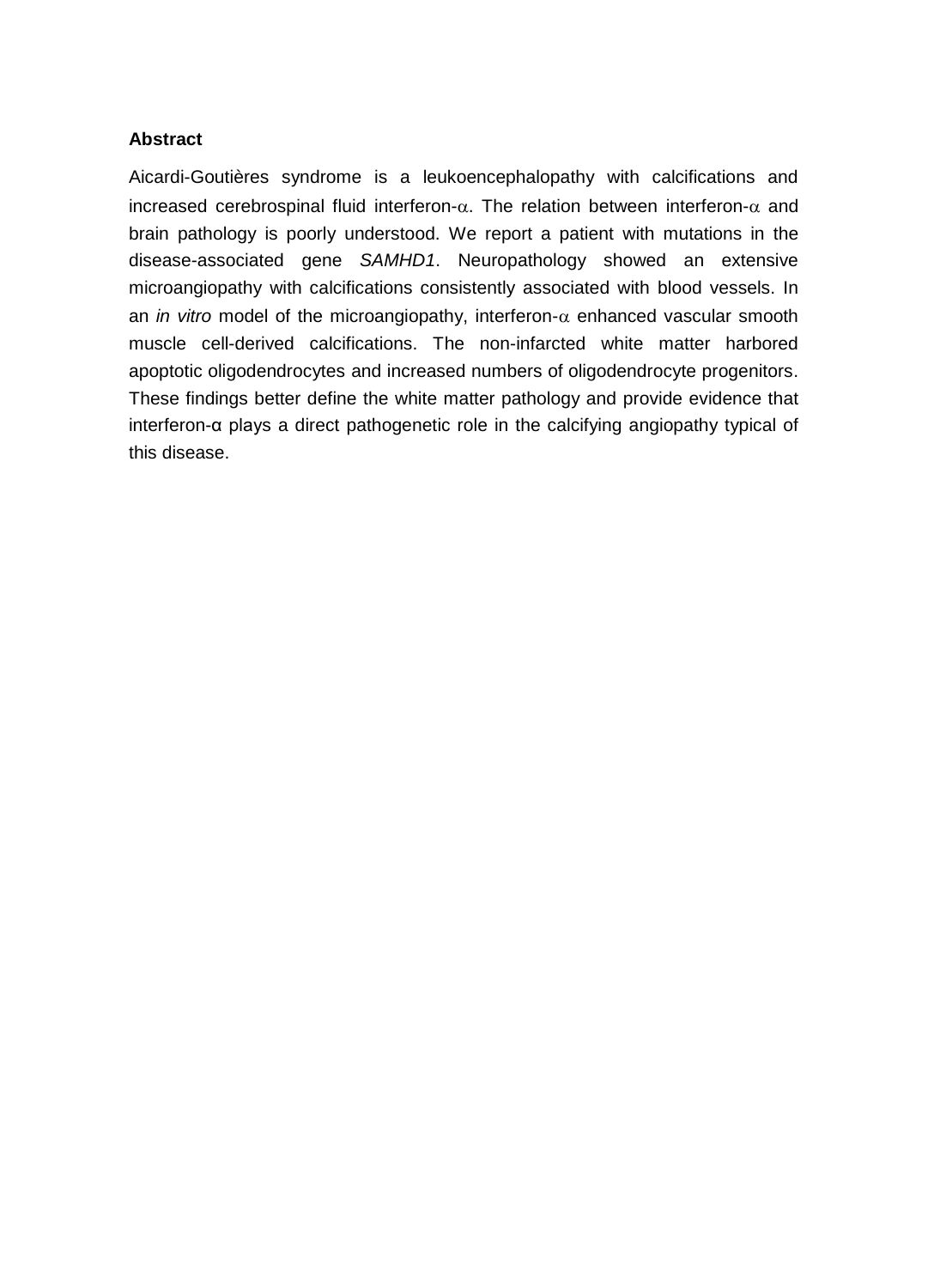## Abstract

Aicardi-Goutières syndrome is a leukoencephalopathy with calcifications and increased cerebrospinal fluid interferon-$\alpha$. The relation between interferon-$\alpha$ and brain pathology is poorly understood. We report a patient with mutations in the disease-associated gene *SAMHD1*. Neuropathology showed an extensive microangiopathy with calcifications consistently associated with blood vessels. In an *in vitro* model of the microangiopathy, interferon-$\alpha$ enhanced vascular smooth muscle cell-derived calcifications. The non-infarcted white matter harbored apoptotic oligodendrocytes and increased numbers of oligodendrocyte progenitors. These findings better define the white matter pathology and provide evidence that interferon-α plays a direct pathogenetic role in the calcifying angiopathy typical of this disease.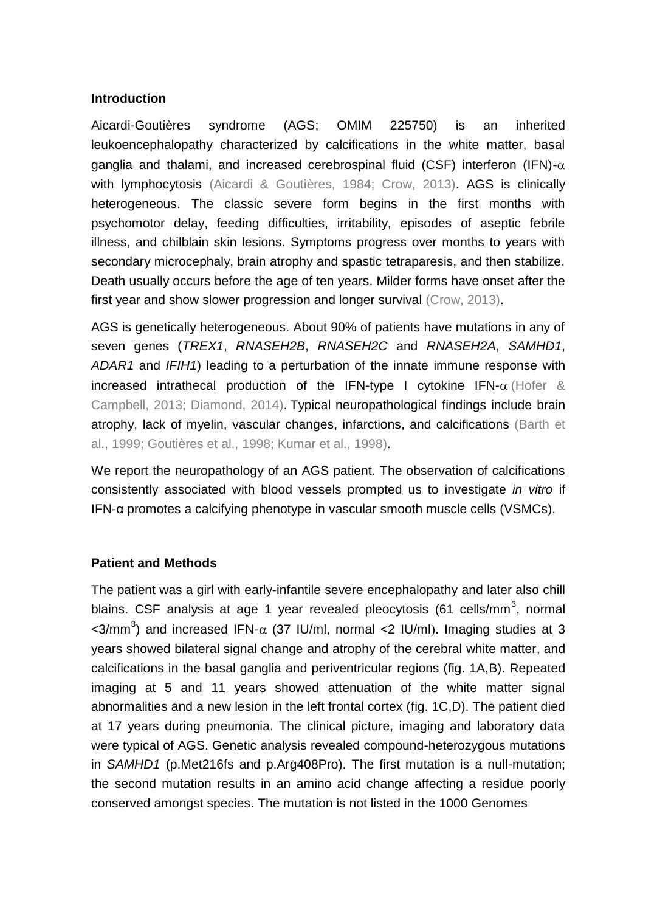### Introduction

Aicardi-Goutières syndrome (AGS; OMIM 225750) is an inherited leukoencephalopathy characterized by calcifications in the white matter, basal ganglia and thalami, and increased cerebrospinal fluid (CSF) interferon (IFN)-$\alpha$ with lymphocytosis (Aicardi & Goutières, 1984; Crow, 2013). AGS is clinically heterogeneous. The classic severe form begins in the first months with psychomotor delay, feeding difficulties, irritability, episodes of aseptic febrile illness, and chilblain skin lesions. Symptoms progress over months to years with secondary microcephaly, brain atrophy and spastic tetraparesis, and then stabilize. Death usually occurs before the age of ten years. Milder forms have onset after the first year and show slower progression and longer survival (Crow, 2013).

AGS is genetically heterogeneous. About 90% of patients have mutations in any of seven genes (*TREX1*, *RNASEH2B*, *RNASEH2C* and *RNASEH2A*, *SAMHD1*, *ADAR1* and *IFIH1*) leading to a perturbation of the innate immune response with increased intrathecal production of the IFN-type I cytokine IFN-$\alpha$ (Hofer & Campbell, 2013; Diamond, 2014). Typical neuropathological findings include brain atrophy, lack of myelin, vascular changes, infarctions, and calcifications (Barth et al., 1999; Goutières et al., 1998; Kumar et al., 1998).

We report the neuropathology of an AGS patient. The observation of calcifications consistently associated with blood vessels prompted us to investigate *in vitro* if IFN-α promotes a calcifying phenotype in vascular smooth muscle cells (VSMCs).

### Patient and Methods

The patient was a girl with early-infantile severe encephalopathy and later also chill blains. CSF analysis at age 1 year revealed pleocytosis (61 cells/mm$^3$, normal <3/mm$^3$) and increased IFN-$\alpha$ (37 IU/ml, normal <2 IU/ml). Imaging studies at 3 years showed bilateral signal change and atrophy of the cerebral white matter, and calcifications in the basal ganglia and periventricular regions (fig. 1A,B). Repeated imaging at 5 and 11 years showed attenuation of the white matter signal abnormalities and a new lesion in the left frontal cortex (fig. 1C,D). The patient died at 17 years during pneumonia. The clinical picture, imaging and laboratory data were typical of AGS. Genetic analysis revealed compound-heterozygous mutations in *SAMHD1* (p.Met216fs and p.Arg408Pro). The first mutation is a null-mutation; the second mutation results in an amino acid change affecting a residue poorly conserved amongst species. The mutation is not listed in the 1000 Genomes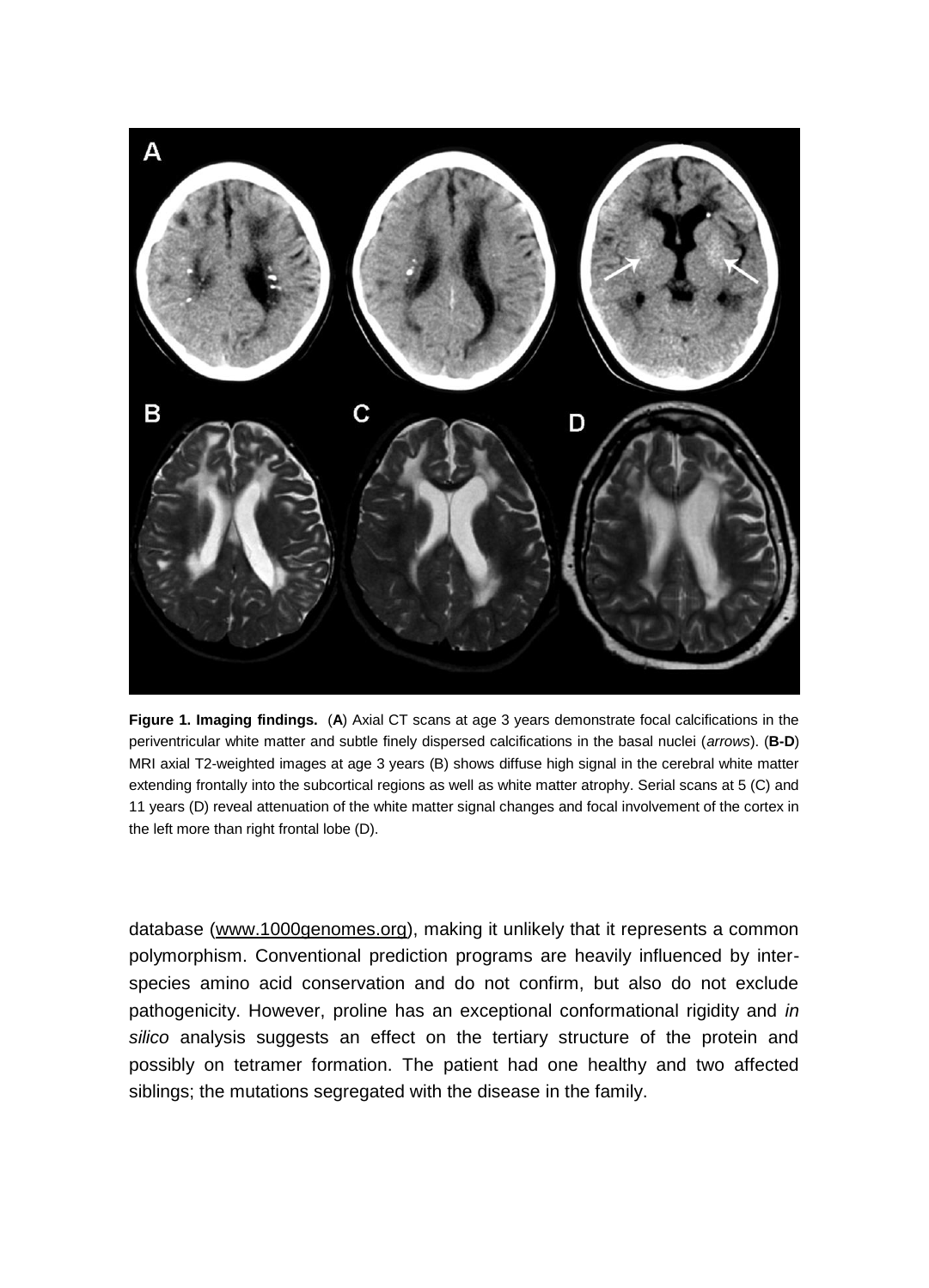**Figure 1. Imaging findings.** (**A**) Axial CT scans at age 3 years demonstrate focal calcifications in the periventricular white matter and subtle finely dispersed calcifications in the basal nuclei (*arrows*). (**B-D**) MRI axial T2-weighted images at age 3 years (B) shows diffuse high signal in the cerebral white matter extending frontally into the subcortical regions as well as white matter atrophy. Serial scans at 5 (C) and 11 years (D) reveal attenuation of the white matter signal changes and focal involvement of the cortex in the left more than right frontal lobe (D).

database (www.1000genomes.org), making it unlikely that it represents a common polymorphism. Conventional prediction programs are heavily influenced by inter-species amino acid conservation and do not confirm, but also do not exclude pathogenicity. However, proline has an exceptional conformational rigidity and *in silico* analysis suggests an effect on the tertiary structure of the protein and possibly on tetramer formation. The patient had one healthy and two affected siblings; the mutations segregated with the disease in the family.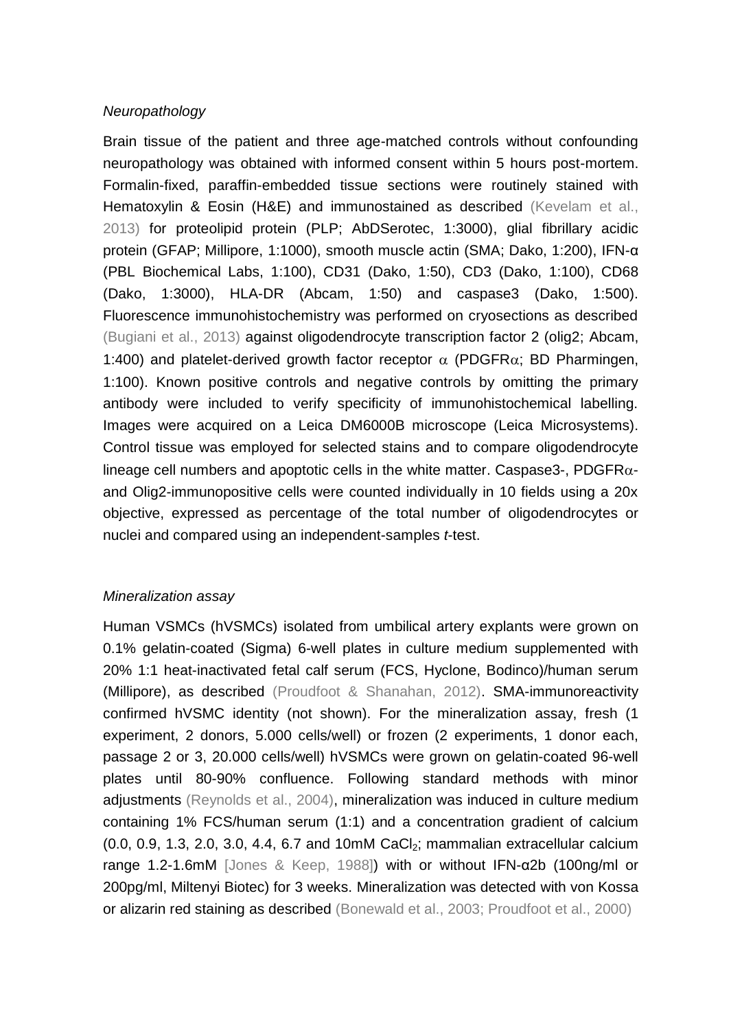*Neuropathology*

Brain tissue of the patient and three age-matched controls without confounding neuropathology was obtained with informed consent within 5 hours post-mortem. Formalin-fixed, paraffin-embedded tissue sections were routinely stained with Hematoxylin & Eosin (H&E) and immunostained as described (Kevelam et al., 2013) for proteolipid protein (PLP; AbDSerotec, 1:3000), glial fibrillary acidic protein (GFAP; Millipore, 1:1000), smooth muscle actin (SMA; Dako, 1:200), IFN-α (PBL Biochemical Labs, 1:100), CD31 (Dako, 1:50), CD3 (Dako, 1:100), CD68 (Dako, 1:3000), HLA-DR (Abcam, 1:50) and caspase3 (Dako, 1:500). Fluorescence immunohistochemistry was performed on cryosections as described (Bugiani et al., 2013) against oligodendrocyte transcription factor 2 (olig2; Abcam, 1:400) and platelet-derived growth factor receptor $\alpha$ (PDGFR$\alpha$; BD Pharmingen, 1:100). Known positive controls and negative controls by omitting the primary antibody were included to verify specificity of immunohistochemical labelling. Images were acquired on a Leica DM6000B microscope (Leica Microsystems). Control tissue was employed for selected stains and to compare oligodendrocyte lineage cell numbers and apoptotic cells in the white matter. Caspase3-, PDGFR$\alpha$- and Olig2-immunopositive cells were counted individually in 10 fields using a 20x objective, expressed as percentage of the total number of oligodendrocytes or nuclei and compared using an independent-samples *t*-test.

*Mineralization assay*

Human VSMCs (hVSMCs) isolated from umbilical artery explants were grown on 0.1% gelatin-coated (Sigma) 6-well plates in culture medium supplemented with 20% 1:1 heat-inactivated fetal calf serum (FCS, Hyclone, Bodinco)/human serum (Millipore), as described (Proudfoot & Shanahan, 2012). SMA-immunoreactivity confirmed hVSMC identity (not shown). For the mineralization assay, fresh (1 experiment, 2 donors, 5.000 cells/well) or frozen (2 experiments, 1 donor each, passage 2 or 3, 20.000 cells/well) hVSMCs were grown on gelatin-coated 96-well plates until 80-90% confluence. Following standard methods with minor adjustments (Reynolds et al., 2004), mineralization was induced in culture medium containing 1% FCS/human serum (1:1) and a concentration gradient of calcium (0.0, 0.9, 1.3, 2.0, 3.0, 4.4, 6.7 and 10mM $CaCl_2$; mammalian extracellular calcium range 1.2-1.6mM [Jones & Keep, 1988]) with or without IFN-α2b (100ng/ml or 200pg/ml, Miltenyi Biotec) for 3 weeks. Mineralization was detected with von Kossa or alizarin red staining as described (Bonewald et al., 2003; Proudfoot et al., 2000)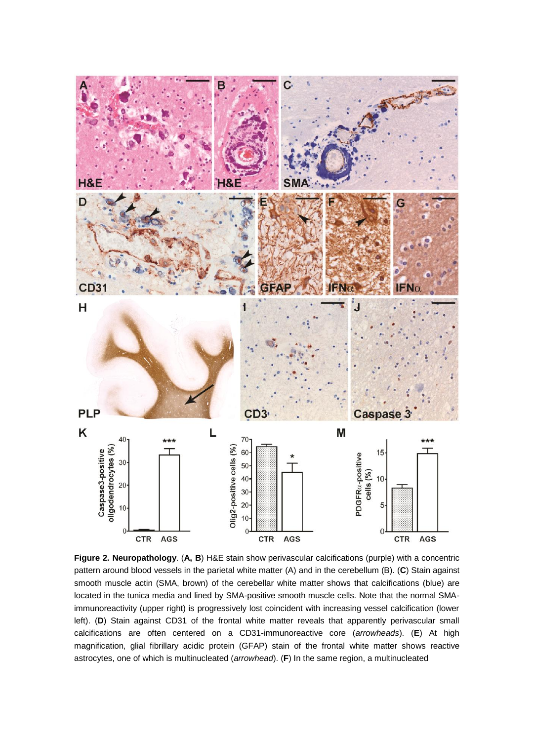**Figure 2. Neuropathology**. (**A, B**) H&E stain show perivascular calcifications (purple) with a concentric pattern around blood vessels in the parietal white matter (A) and in the cerebellum (B). (**C**) Stain against smooth muscle actin (SMA, brown) of the cerebellar white matter shows that calcifications (blue) are located in the tunica media and lined by SMA-positive smooth muscle cells. Note that the normal SMA-immunoreactivity (upper right) is progressively lost coincident with increasing vessel calcification (lower left). (**D**) Stain against CD31 of the frontal white matter reveals that apparently perivascular small calcifications are often centered on a CD31-immunoreactive core (*arrowheads*). (**E**) At high magnification, glial fibrillary acidic protein (GFAP) stain of the frontal white matter shows reactive astrocytes, one of which is multinucleated (*arrowhead*). (**F**) In the same region, a multinucleated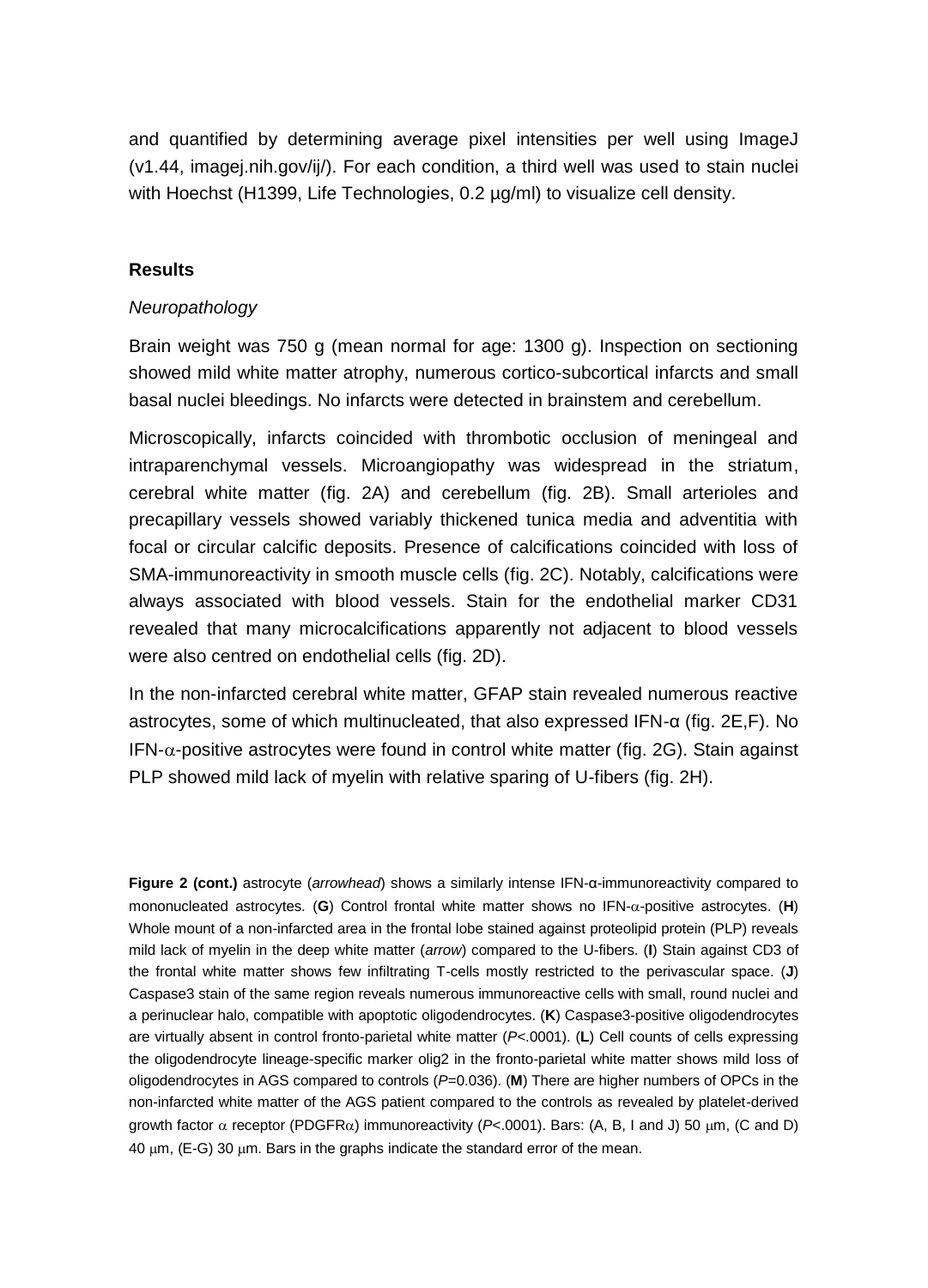and quantified by determining average pixel intensities per well using ImageJ (v1.44, imagej.nih.gov/ij/). For each condition, a third well was used to stain nuclei with Hoechst (H1399, Life Technologies, 0.2 µg/ml) to visualize cell density.

## Results

### *Neuropathology*

Brain weight was 750 g (mean normal for age: 1300 g). Inspection on sectioning showed mild white matter atrophy, numerous cortico-subcortical infarcts and small basal nuclei bleedings. No infarcts were detected in brainstem and cerebellum.

Microscopically, infarcts coincided with thrombotic occlusion of meningeal and intraparenchymal vessels. Microangiopathy was widespread in the striatum, cerebral white matter (fig. 2A) and cerebellum (fig. 2B). Small arterioles and precapillary vessels showed variably thickened tunica media and adventitia with focal or circular calcific deposits. Presence of calcifications coincided with loss of SMA-immunoreactivity in smooth muscle cells (fig. 2C). Notably, calcifications were always associated with blood vessels. Stain for the endothelial marker CD31 revealed that many microcalcifications apparently not adjacent to blood vessels were also centred on endothelial cells (fig. 2D).

In the non-infarcted cerebral white matter, GFAP stain revealed numerous reactive astrocytes, some of which multinucleated, that also expressed IFN-α (fig. 2E,F). No IFN-α-positive astrocytes were found in control white matter (fig. 2G). Stain against PLP showed mild lack of myelin with relative sparing of U-fibers (fig. 2H).

**Figure 2 (cont.)** astrocyte (*arrowhead*) shows a similarly intense IFN-α-immunoreactivity compared to mononucleated astrocytes. (**G**) Control frontal white matter shows no IFN-α-positive astrocytes. (**H**) Whole mount of a non-infarcted area in the frontal lobe stained against proteolipid protein (PLP) reveals mild lack of myelin in the deep white matter (*arrow*) compared to the U-fibers. (**I**) Stain against CD3 of the frontal white matter shows few infiltrating T-cells mostly restricted to the perivascular space. (**J**) Caspase3 stain of the same region reveals numerous immunoreactive cells with small, round nuclei and a perinuclear halo, compatible with apoptotic oligodendrocytes. (**K**) Caspase3-positive oligodendrocytes are virtually absent in control fronto-parietal white matter ($P$<.0001). (**L**) Cell counts of cells expressing the oligodendrocyte lineage-specific marker olig2 in the fronto-parietal white matter shows mild loss of oligodendrocytes in AGS compared to controls ($P$=0.036). (**M**) There are higher numbers of OPCs in the non-infarcted white matter of the AGS patient compared to the controls as revealed by platelet-derived growth factor α receptor (PDGFRα) immunoreactivity ($P$<.0001). Bars: (A, B, I and J) 50 μm, (C and D) 40 μm, (E-G) 30 μm. Bars in the graphs indicate the standard error of the mean.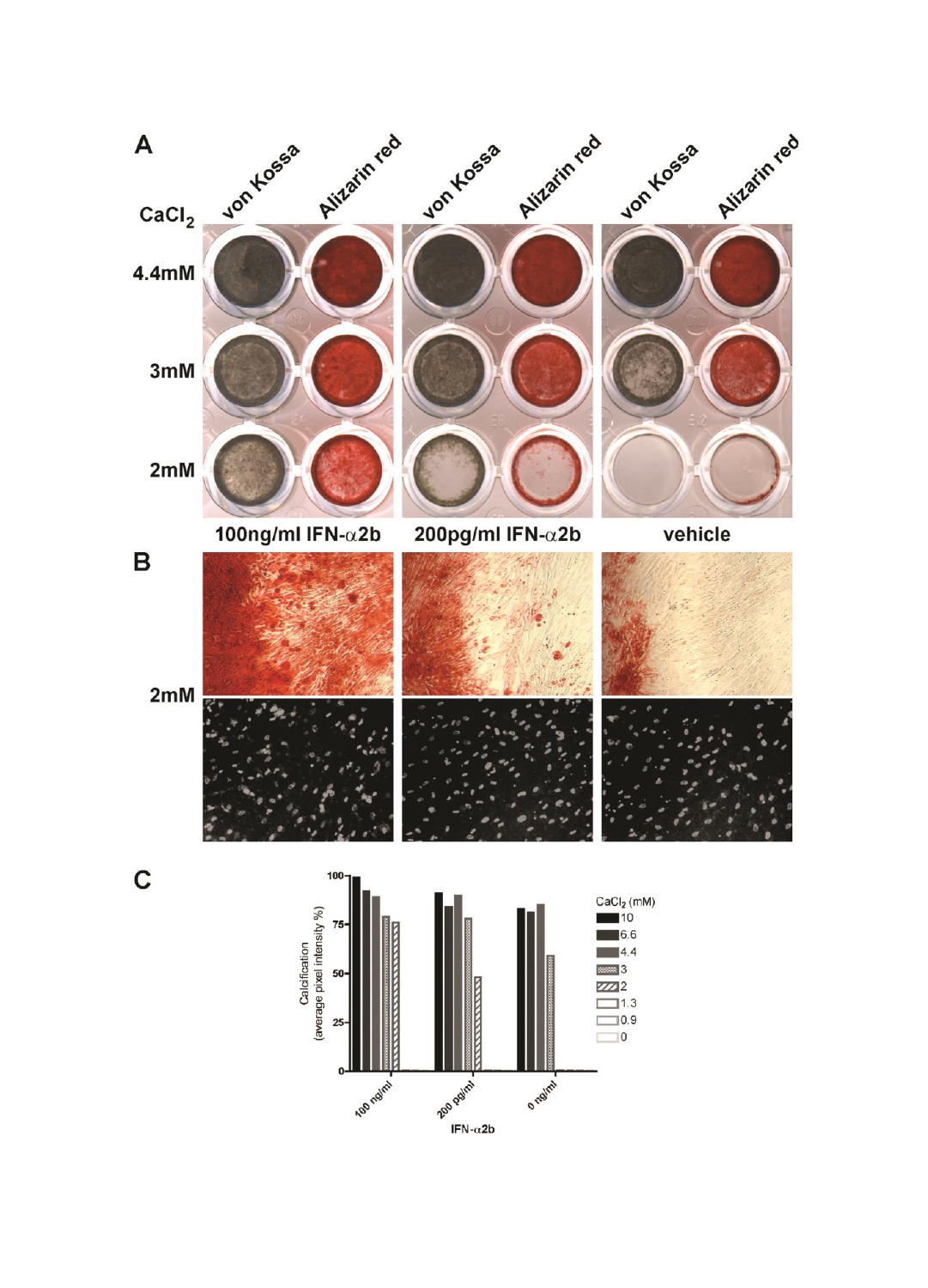**A**

CaCl$_2$ | von Kossa | Alizarin red | von Kossa | Alizarin red | von Kossa | Alizarin red

4.4mM

3mM

2mM

100ng/ml IFN-α2b | 200pg/ml IFN-α2b | vehicle

**B**

2mM

**C**

Calcification (average pixel intensity %)

CaCl$_2$ (mM): 10, 6.6, 4.4, 3, 2, 1.3, 0.9, 0

100 ng/ml | 200 pg/ml | 0 ng/ml

IFN-α2b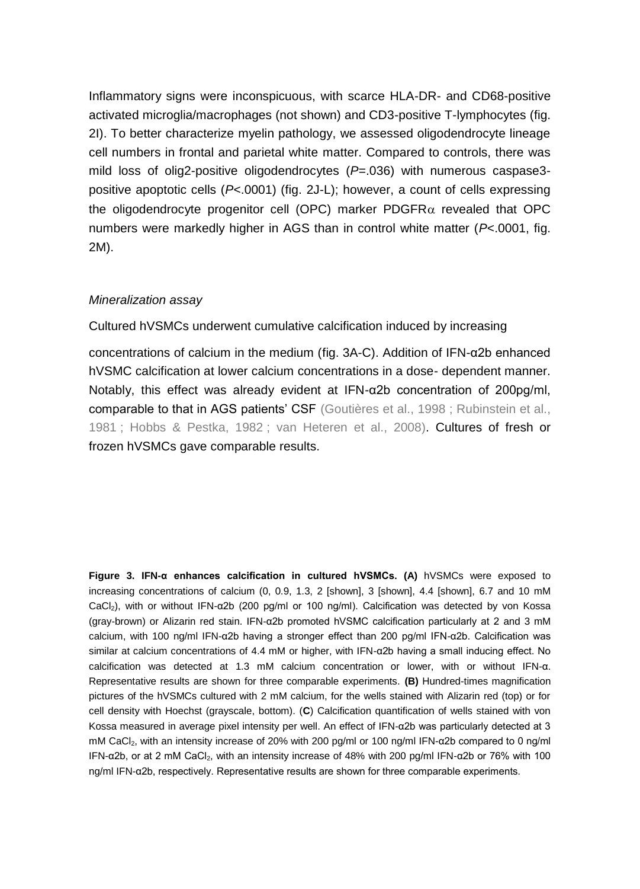Inflammatory signs were inconspicuous, with scarce HLA-DR- and CD68-positive activated microglia/macrophages (not shown) and CD3-positive T-lymphocytes (fig. 2I). To better characterize myelin pathology, we assessed oligodendrocyte lineage cell numbers in frontal and parietal white matter. Compared to controls, there was mild loss of olig2-positive oligodendrocytes ($P$=.036) with numerous caspase3-positive apoptotic cells ($P$<.0001) (fig. 2J-L); however, a count of cells expressing the oligodendrocyte progenitor cell (OPC) marker PDGFR$\alpha$ revealed that OPC numbers were markedly higher in AGS than in control white matter ($P$<.0001, fig. 2M).

*Mineralization assay*

Cultured hVSMCs underwent cumulative calcification induced by increasing concentrations of calcium in the medium (fig. 3A-C). Addition of IFN-α2b enhanced hVSMC calcification at lower calcium concentrations in a dose- dependent manner. Notably, this effect was already evident at IFN-α2b concentration of 200pg/ml, comparable to that in AGS patients' CSF (Goutières et al., 1998 ; Rubinstein et al., 1981 ; Hobbs & Pestka, 1982 ; van Heteren et al., 2008). Cultures of fresh or frozen hVSMCs gave comparable results.

**Figure 3. IFN-α enhances calcification in cultured hVSMCs. (A)** hVSMCs were exposed to increasing concentrations of calcium (0, 0.9, 1.3, 2 [shown], 3 [shown], 4.4 [shown], 6.7 and 10 mM $CaCl_2$), with or without IFN-α2b (200 pg/ml or 100 ng/ml). Calcification was detected by von Kossa (gray-brown) or Alizarin red stain. IFN-α2b promoted hVSMC calcification particularly at 2 and 3 mM calcium, with 100 ng/ml IFN-α2b having a stronger effect than 200 pg/ml IFN-α2b. Calcification was similar at calcium concentrations of 4.4 mM or higher, with IFN-α2b having a small inducing effect. No calcification was detected at 1.3 mM calcium concentration or lower, with or without IFN-α. Representative results are shown for three comparable experiments. **(B)** Hundred-times magnification pictures of the hVSMCs cultured with 2 mM calcium, for the wells stained with Alizarin red (top) or for cell density with Hoechst (grayscale, bottom). (**C**) Calcification quantification of wells stained with von Kossa measured in average pixel intensity per well. An effect of IFN-α2b was particularly detected at 3 mM $CaCl_2$, with an intensity increase of 20% with 200 pg/ml or 100 ng/ml IFN-α2b compared to 0 ng/ml IFN-α2b, or at 2 mM $CaCl_2$, with an intensity increase of 48% with 200 pg/ml IFN-α2b or 76% with 100 ng/ml IFN-α2b, respectively. Representative results are shown for three comparable experiments.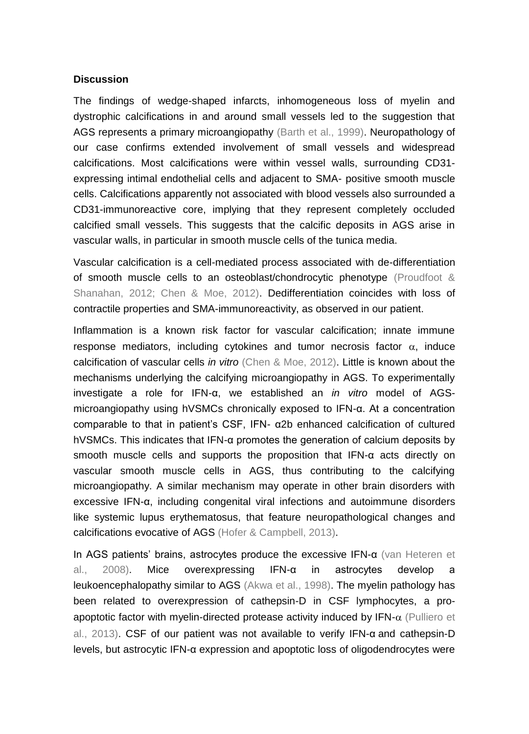**Discussion**

The findings of wedge-shaped infarcts, inhomogeneous loss of myelin and dystrophic calcifications in and around small vessels led to the suggestion that AGS represents a primary microangiopathy (Barth et al., 1999). Neuropathology of our case confirms extended involvement of small vessels and widespread calcifications. Most calcifications were within vessel walls, surrounding CD31-expressing intimal endothelial cells and adjacent to SMA- positive smooth muscle cells. Calcifications apparently not associated with blood vessels also surrounded a CD31-immunoreactive core, implying that they represent completely occluded calcified small vessels. This suggests that the calcific deposits in AGS arise in vascular walls, in particular in smooth muscle cells of the tunica media.

Vascular calcification is a cell-mediated process associated with de-differentiation of smooth muscle cells to an osteoblast/chondrocytic phenotype (Proudfoot & Shanahan, 2012; Chen & Moe, 2012). Dedifferentiation coincides with loss of contractile properties and SMA-immunoreactivity, as observed in our patient.

Inflammation is a known risk factor for vascular calcification; innate immune response mediators, including cytokines and tumor necrosis factor α, induce calcification of vascular cells *in vitro* (Chen & Moe, 2012). Little is known about the mechanisms underlying the calcifying microangiopathy in AGS. To experimentally investigate a role for IFN-α, we established an *in vitro* model of AGS-microangiopathy using hVSMCs chronically exposed to IFN-α. At a concentration comparable to that in patient's CSF, IFN- α2b enhanced calcification of cultured hVSMCs. This indicates that IFN-α promotes the generation of calcium deposits by smooth muscle cells and supports the proposition that IFN-α acts directly on vascular smooth muscle cells in AGS, thus contributing to the calcifying microangiopathy. A similar mechanism may operate in other brain disorders with excessive IFN-α, including congenital viral infections and autoimmune disorders like systemic lupus erythematosus, that feature neuropathological changes and calcifications evocative of AGS (Hofer & Campbell, 2013).

In AGS patients' brains, astrocytes produce the excessive IFN-α (van Heteren et al., 2008). Mice overexpressing IFN-α in astrocytes develop a leukoencephalopathy similar to AGS (Akwa et al., 1998). The myelin pathology has been related to overexpression of cathepsin-D in CSF lymphocytes, a pro-apoptotic factor with myelin-directed protease activity induced by IFN-α (Pulliero et al., 2013). CSF of our patient was not available to verify IFN-α and cathepsin-D levels, but astrocytic IFN-α expression and apoptotic loss of oligodendrocytes were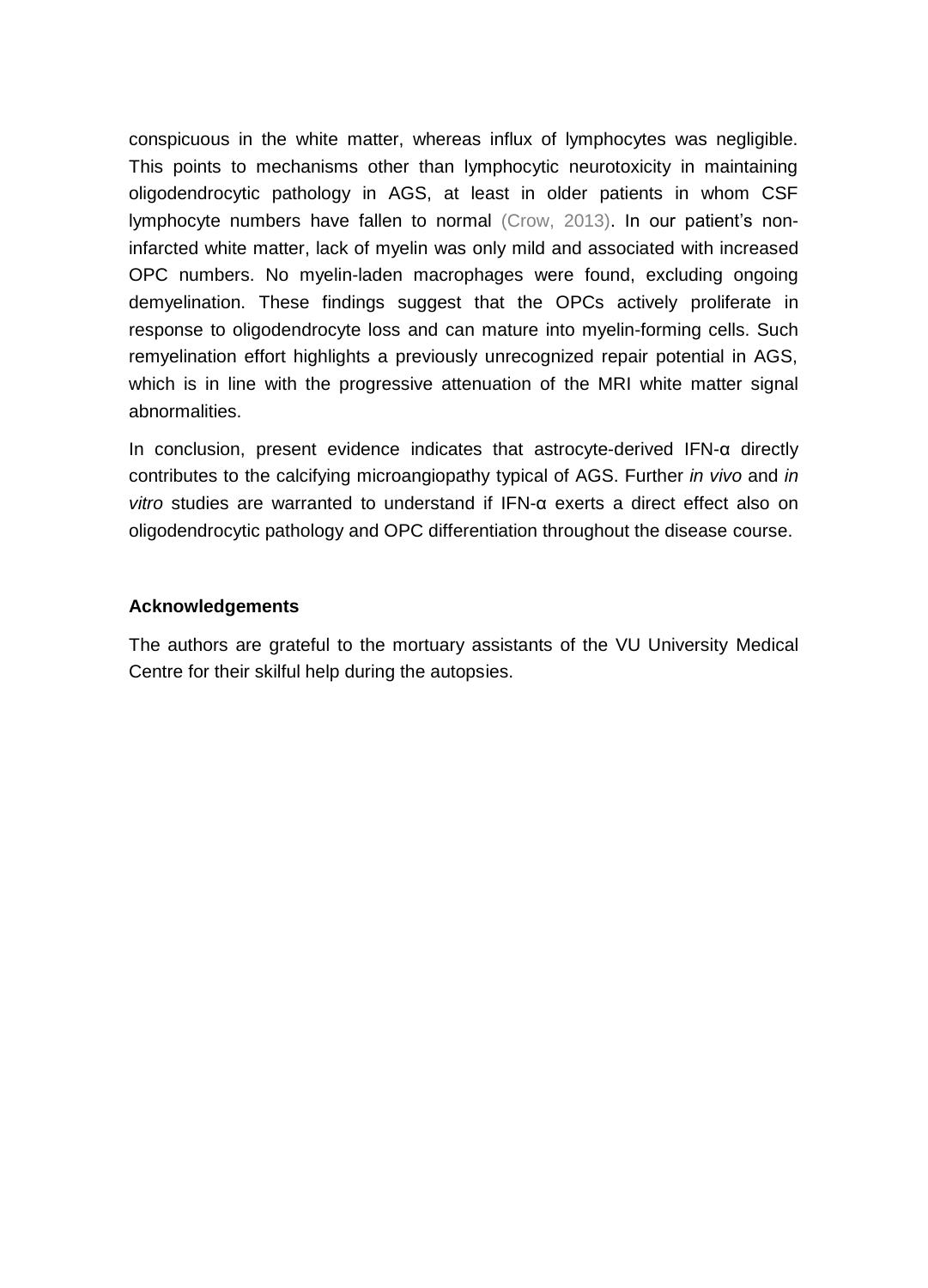conspicuous in the white matter, whereas influx of lymphocytes was negligible. This points to mechanisms other than lymphocytic neurotoxicity in maintaining oligodendrocytic pathology in AGS, at least in older patients in whom CSF lymphocyte numbers have fallen to normal (Crow, 2013). In our patient's non-infarcted white matter, lack of myelin was only mild and associated with increased OPC numbers. No myelin-laden macrophages were found, excluding ongoing demyelination. These findings suggest that the OPCs actively proliferate in response to oligodendrocyte loss and can mature into myelin-forming cells. Such remyelination effort highlights a previously unrecognized repair potential in AGS, which is in line with the progressive attenuation of the MRI white matter signal abnormalities.

In conclusion, present evidence indicates that astrocyte-derived IFN-α directly contributes to the calcifying microangiopathy typical of AGS. Further *in vivo* and *in vitro* studies are warranted to understand if IFN-α exerts a direct effect also on oligodendrocytic pathology and OPC differentiation throughout the disease course.

**Acknowledgements**

The authors are grateful to the mortuary assistants of the VU University Medical Centre for their skilful help during the autopsies.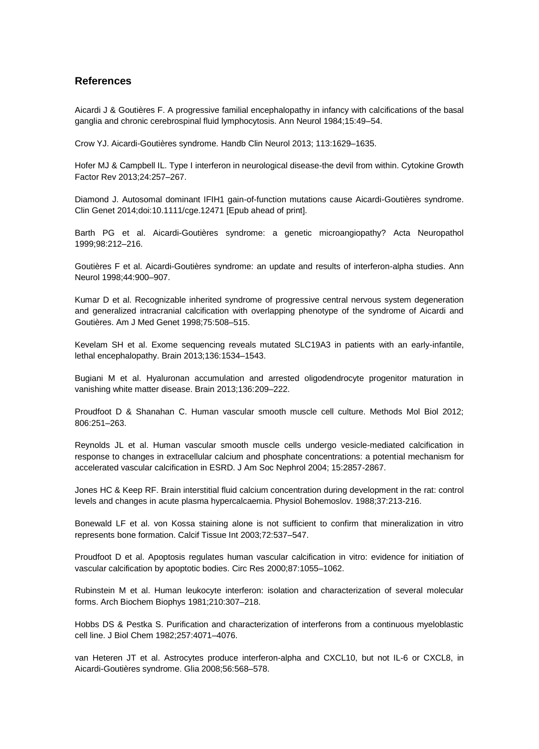## References

Aicardi J & Goutières F. A progressive familial encephalopathy in infancy with calcifications of the basal ganglia and chronic cerebrospinal fluid lymphocytosis. Ann Neurol 1984;15:49–54.

Crow YJ. Aicardi-Goutières syndrome. Handb Clin Neurol 2013; 113:1629–1635.

Hofer MJ & Campbell IL. Type I interferon in neurological disease-the devil from within. Cytokine Growth Factor Rev 2013;24:257–267.

Diamond J. Autosomal dominant IFIH1 gain-of-function mutations cause Aicardi-Goutières syndrome. Clin Genet 2014;doi:10.1111/cge.12471 [Epub ahead of print].

Barth PG et al. Aicardi-Goutières syndrome: a genetic microangiopathy? Acta Neuropathol 1999;98:212–216.

Goutières F et al. Aicardi-Goutières syndrome: an update and results of interferon-alpha studies. Ann Neurol 1998;44:900–907.

Kumar D et al. Recognizable inherited syndrome of progressive central nervous system degeneration and generalized intracranial calcification with overlapping phenotype of the syndrome of Aicardi and Goutières. Am J Med Genet 1998;75:508–515.

Kevelam SH et al. Exome sequencing reveals mutated SLC19A3 in patients with an early-infantile, lethal encephalopathy. Brain 2013;136:1534–1543.

Bugiani M et al. Hyaluronan accumulation and arrested oligodendrocyte progenitor maturation in vanishing white matter disease. Brain 2013;136:209–222.

Proudfoot D & Shanahan C. Human vascular smooth muscle cell culture. Methods Mol Biol 2012; 806:251–263.

Reynolds JL et al. Human vascular smooth muscle cells undergo vesicle-mediated calcification in response to changes in extracellular calcium and phosphate concentrations: a potential mechanism for accelerated vascular calcification in ESRD. J Am Soc Nephrol 2004; 15:2857-2867.

Jones HC & Keep RF. Brain interstitial fluid calcium concentration during development in the rat: control levels and changes in acute plasma hypercalcaemia. Physiol Bohemoslov. 1988;37:213-216.

Bonewald LF et al. von Kossa staining alone is not sufficient to confirm that mineralization in vitro represents bone formation. Calcif Tissue Int 2003;72:537–547.

Proudfoot D et al. Apoptosis regulates human vascular calcification in vitro: evidence for initiation of vascular calcification by apoptotic bodies. Circ Res 2000;87:1055–1062.

Rubinstein M et al. Human leukocyte interferon: isolation and characterization of several molecular forms. Arch Biochem Biophys 1981;210:307–218.

Hobbs DS & Pestka S. Purification and characterization of interferons from a continuous myeloblastic cell line. J Biol Chem 1982;257:4071–4076.

van Heteren JT et al. Astrocytes produce interferon-alpha and CXCL10, but not IL-6 or CXCL8, in Aicardi-Goutières syndrome. Glia 2008;56:568–578.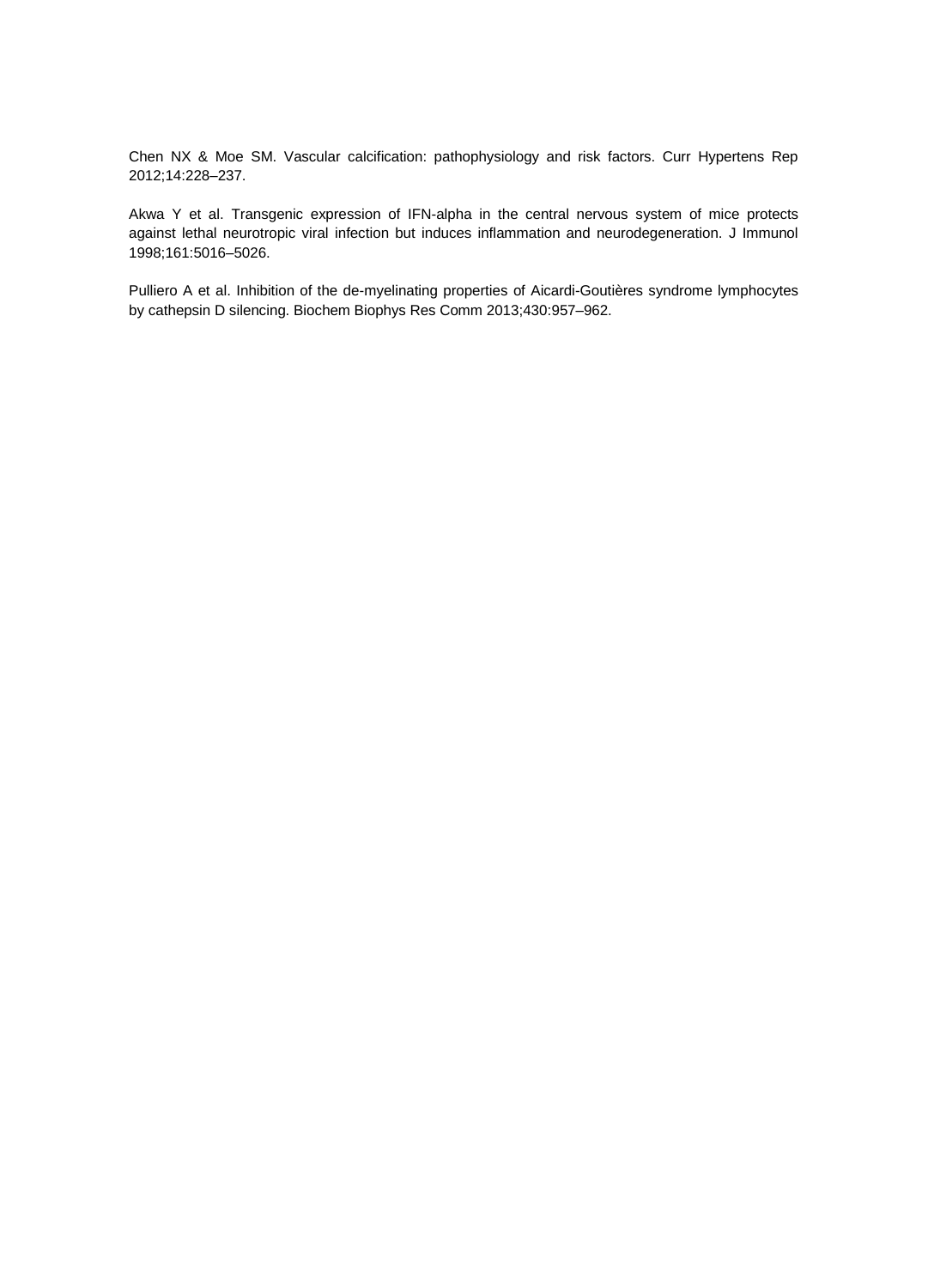Chen NX & Moe SM. Vascular calcification: pathophysiology and risk factors. Curr Hypertens Rep 2012;14:228–237.

Akwa Y et al. Transgenic expression of IFN-alpha in the central nervous system of mice protects against lethal neurotropic viral infection but induces inflammation and neurodegeneration. J Immunol 1998;161:5016–5026.

Pulliero A et al. Inhibition of the de-myelinating properties of Aicardi-Goutières syndrome lymphocytes by cathepsin D silencing. Biochem Biophys Res Comm 2013;430:957–962.